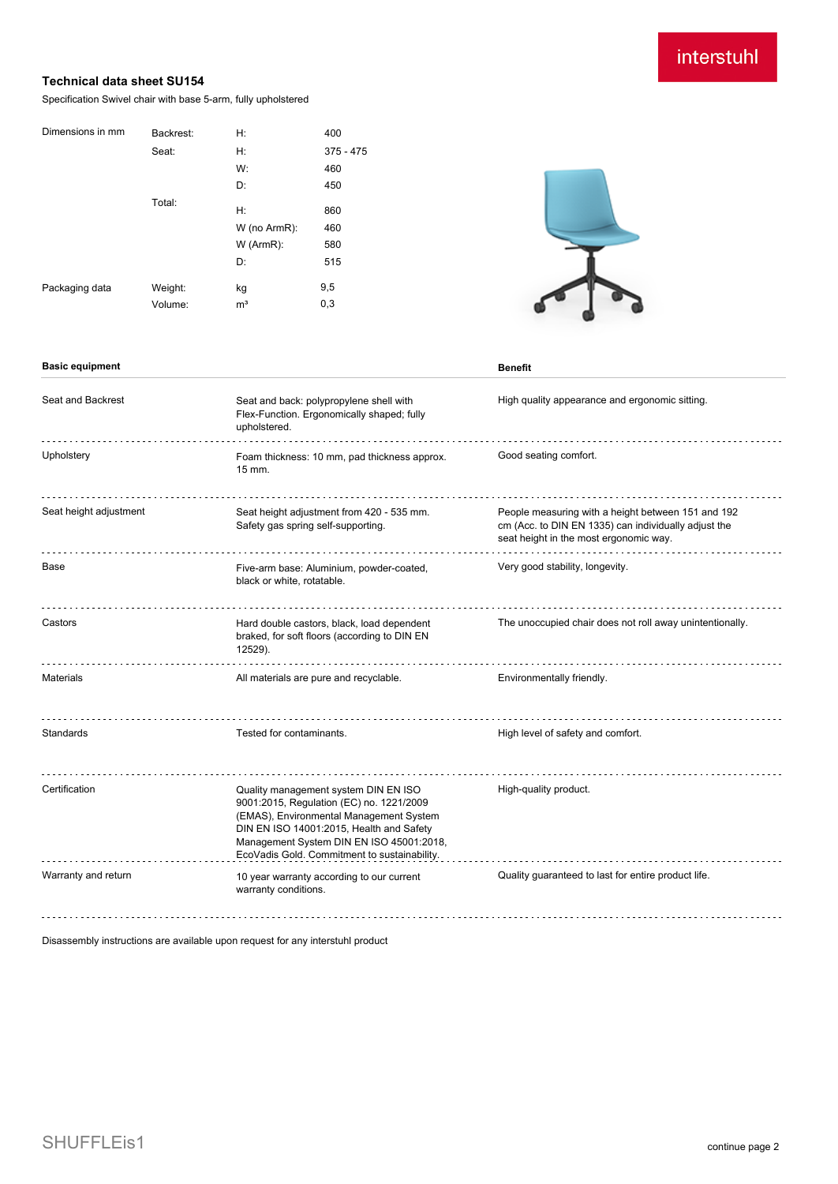interstuhl

# Technical data sheet SU154

Specification Swivel chair with base 5-arm, fully upholstered

| Dimensions in mm | Backrest: | H: | 400 |
|---|---|---|---|
| | Seat: | H: | 375 - 475 |
| | | W: | 460 |
| | | D: | 450 |
| | Total: | H: | 860 |
| | | W (no ArmR): | 460 |
| | | W (ArmR): | 580 |
| | | D: | 515 |
| Packaging data | Weight: | kg | 9,5 |
| | Volume: | m³ | 0,3 |

| Basic equipment | | Benefit |
|---|---|---|
| Seat and Backrest | Seat and back: polypropylene shell with Flex-Function. Ergonomically shaped; fully upholstered. | High quality appearance and ergonomic sitting. |
| Upholstery | Foam thickness: 10 mm, pad thickness approx. 15 mm. | Good seating comfort. |
| Seat height adjustment | Seat height adjustment from 420 - 535 mm. Safety gas spring self-supporting. | People measuring with a height between 151 and 192 cm (Acc. to DIN EN 1335) can individually adjust the seat height in the most ergonomic way. |
| Base | Five-arm base: Aluminium, powder-coated, black or white, rotatable. | Very good stability, longevity. |
| Castors | Hard double castors, black, load dependent braked, for soft floors (according to DIN EN 12529). | The unoccupied chair does not roll away unintentionally. |
| Materials | All materials are pure and recyclable. | Environmentally friendly. |
| Standards | Tested for contaminants. | High level of safety and comfort. |
| Certification | Quality management system DIN EN ISO 9001:2015, Regulation (EC) no. 1221/2009 (EMAS), Environmental Management System DIN EN ISO 14001:2015, Health and Safety Management System DIN EN ISO 45001:2018, EcoVadis Gold. Commitment to sustainability. | High-quality product. |
| Warranty and return | 10 year warranty according to our current warranty conditions. | Quality guaranteed to last for entire product life. |

Disassembly instructions are available upon request for any interstuhl product

SHUFFLEis1

continue page 2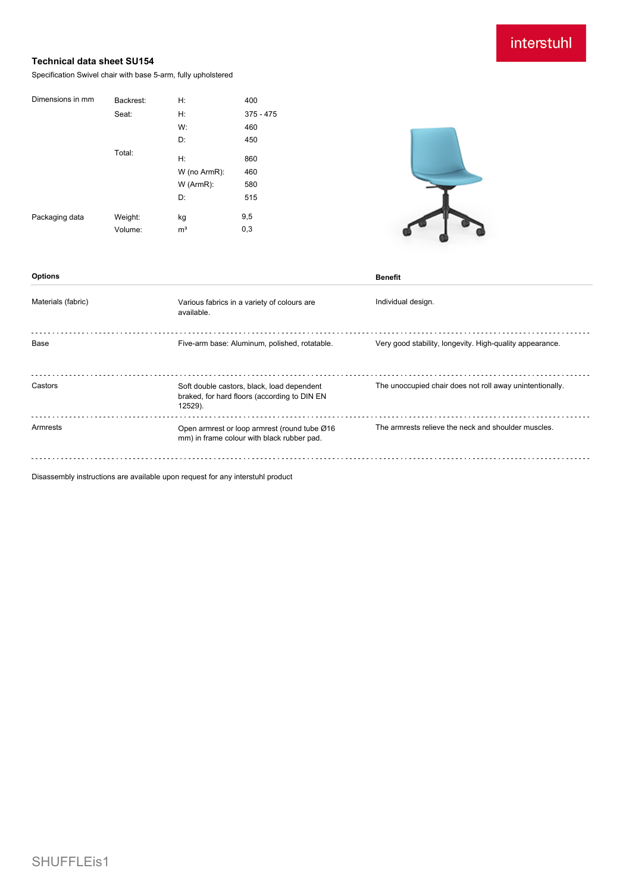**Technical data sheet SU154**

Specification Swivel chair with base 5-arm, fully upholstered

| | | | |
|---|---|---|---|
| Dimensions in mm | Backrest: | H: | 400 |
| | Seat: | H: | 375 - 475 |
| | | W: | 460 |
| | | D: | 450 |
| | Total: | H: | 860 |
| | | W (no ArmR): | 460 |
| | | W (ArmR): | 580 |
| | | D: | 515 |
| Packaging data | Weight: | kg | 9,5 |
| | Volume: | m³ | 0,3 |

| Options | | Benefit |
|---|---|---|
| Materials (fabric) | Various fabrics in a variety of colours are available. | Individual design. |
| Base | Five-arm base: Aluminum, polished, rotatable. | Very good stability, longevity. High-quality appearance. |
| Castors | Soft double castors, black, load dependent braked, for hard floors (according to DIN EN 12529). | The unoccupied chair does not roll away unintentionally. |
| Armrests | Open armrest or loop armrest (round tube Ø16 mm) in frame colour with black rubber pad. | The armrests relieve the neck and shoulder muscles. |

Disassembly instructions are available upon request for any interstuhl product

SHUFFLEis1